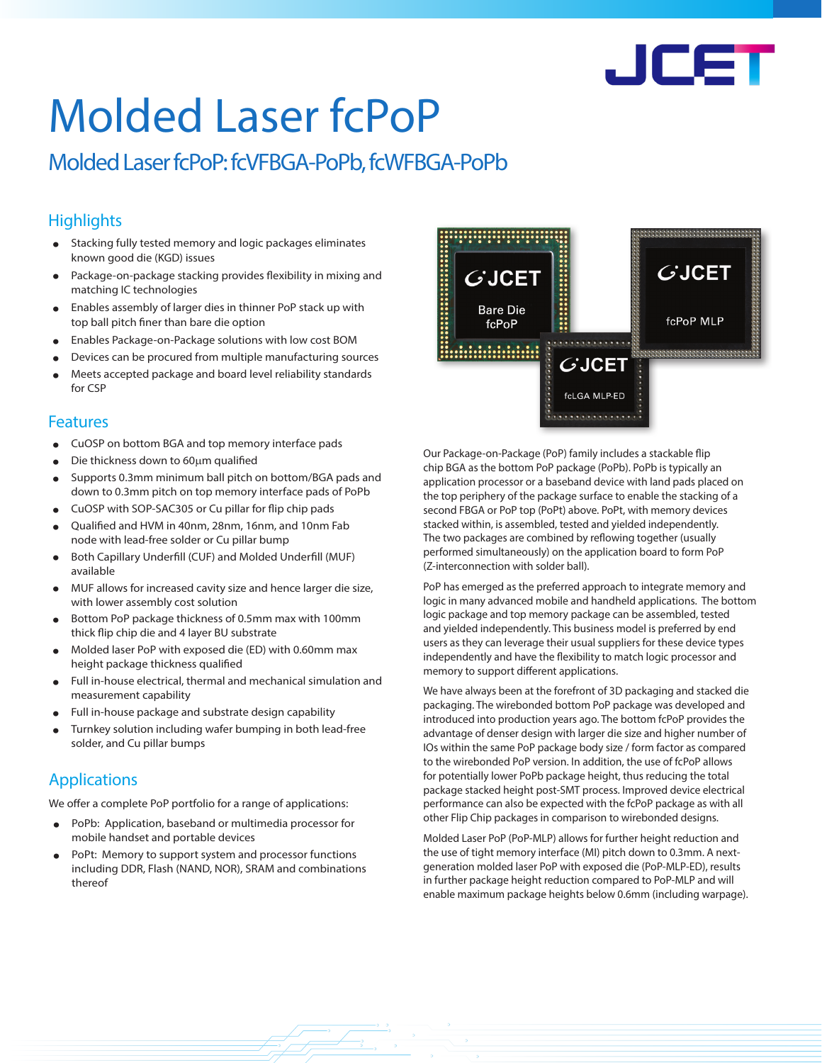# Molded Laser fcPoP

## Molded Laser fcPoP: fcVFBGA-PoPb, fcWFBGA-PoPb

### Highlights

- Stacking fully tested memory and logic packages eliminates known good die (KGD) issues
- Package-on-package stacking provides flexibility in mixing and matching IC technologies
- Enables assembly of larger dies in thinner PoP stack up with top ball pitch finer than bare die option
- Enables Package-on-Package solutions with low cost BOM
- Devices can be procured from multiple manufacturing sources
- Meets accepted package and board level reliability standards for CSP

### Features

- CuOSP on bottom BGA and top memory interface pads
- Die thickness down to 60µm qualified
- Supports 0.3mm minimum ball pitch on bottom/BGA pads and down to 0.3mm pitch on top memory interface pads of PoPb
- CuOSP with SOP-SAC305 or Cu pillar for flip chip pads
- Qualified and HVM in 40nm, 28nm, 16nm, and 10nm Fab node with lead-free solder or Cu pillar bump
- Both Capillary Underfill (CUF) and Molded Underfill (MUF) available
- MUF allows for increased cavity size and hence larger die size, with lower assembly cost solution
- Bottom PoP package thickness of 0.5mm max with 100mm thick flip chip die and 4 layer BU substrate
- Molded laser PoP with exposed die (ED) with 0.60mm max height package thickness qualified
- Full in-house electrical, thermal and mechanical simulation and measurement capability
- Full in-house package and substrate design capability
- Turnkey solution including wafer bumping in both lead-free solder, and Cu pillar bumps

### Applications

We offer a complete PoP portfolio for a range of applications:

- PoPb: Application, baseband or multimedia processor for mobile handset and portable devices
- PoPt: Memory to support system and processor functions including DDR, Flash (NAND, NOR), SRAM and combinations thereof

Bare Die fcPoP

fcPoP MLP

fcLGA MLP-ED

Our Package-on-Package (PoP) family includes a stackable flip chip BGA as the bottom PoP package (PoPb). PoPb is typically an application processor or a baseband device with land pads placed on the top periphery of the package surface to enable the stacking of a second FBGA or PoP top (PoPt) above. PoPt, with memory devices stacked within, is assembled, tested and yielded independently. The two packages are combined by reflowing together (usually performed simultaneously) on the application board to form PoP (Z-interconnection with solder ball).

PoP has emerged as the preferred approach to integrate memory and logic in many advanced mobile and handheld applications. The bottom logic package and top memory package can be assembled, tested and yielded independently. This business model is preferred by end users as they can leverage their usual suppliers for these device types independently and have the flexibility to match logic processor and memory to support different applications.

We have always been at the forefront of 3D packaging and stacked die packaging. The wirebonded bottom PoP package was developed and introduced into production years ago. The bottom fcPoP provides the advantage of denser design with larger die size and higher number of IOs within the same PoP package body size / form factor as compared to the wirebonded PoP version. In addition, the use of fcPoP allows for potentially lower PoPb package height, thus reducing the total package stacked height post-SMT process. Improved device electrical performance can also be expected with the fcPoP package as with all other Flip Chip packages in comparison to wirebonded designs.

Molded Laser PoP (PoP-MLP) allows for further height reduction and the use of tight memory interface (MI) pitch down to 0.3mm. A next-generation molded laser PoP with exposed die (PoP-MLP-ED), results in further package height reduction compared to PoP-MLP and will enable maximum package heights below 0.6mm (including warpage).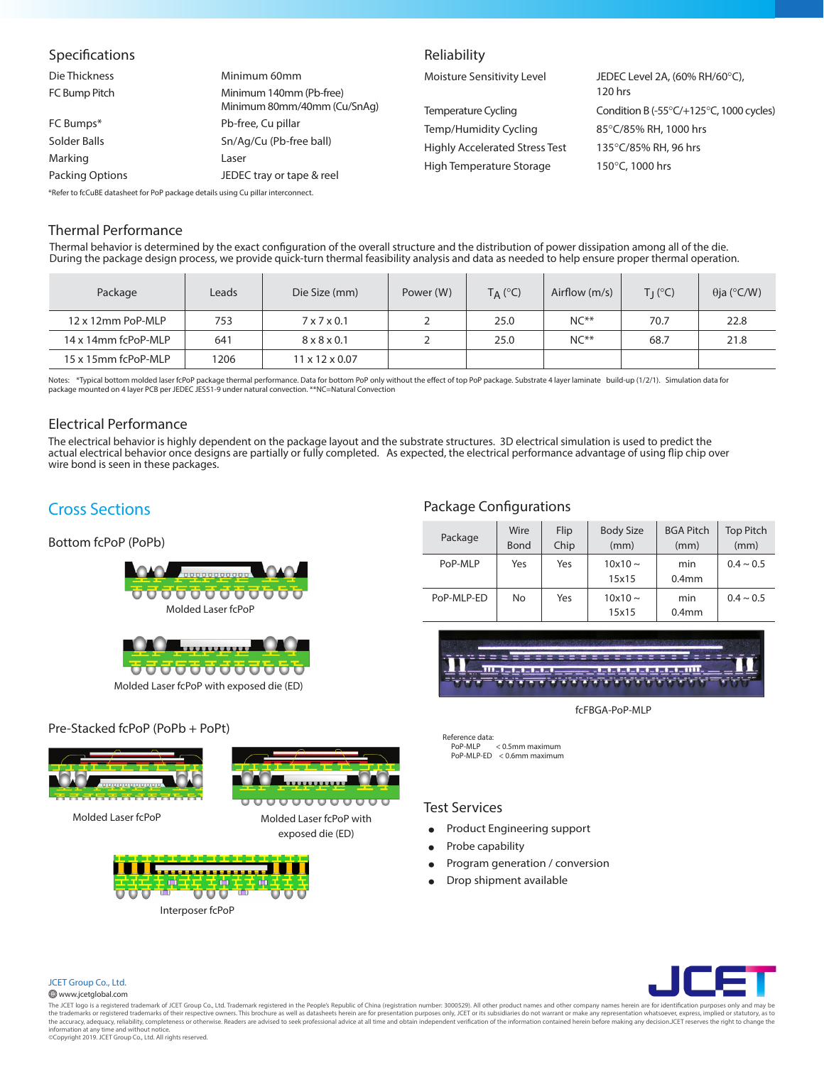## Specifications

| | |
|---|---|
| Die Thickness | Minimum 60mm |
| FC Bump Pitch | Minimum 140mm (Pb-free)<br>Minimum 80mm/40mm (Cu/SnAg) |
| FC Bumps* | Pb-free, Cu pillar |
| Solder Balls | Sn/Ag/Cu (Pb-free ball) |
| Marking | Laser |
| Packing Options | JEDEC tray or tape & reel |

*Refer to fcCuBE datasheet for PoP package details using Cu pillar interconnect.

## Reliability

| | |
|---|---|
| Moisture Sensitivity Level | JEDEC Level 2A, (60% RH/60°C), 120 hrs |
| Temperature Cycling | Condition B (-55°C/+125°C, 1000 cycles) |
| Temp/Humidity Cycling | 85°C/85% RH, 1000 hrs |
| Highly Accelerated Stress Test | 135°C/85% RH, 96 hrs |
| High Temperature Storage | 150°C, 1000 hrs |

## Thermal Performance

Thermal behavior is determined by the exact configuration of the overall structure and the distribution of power dissipation among all of the die. During the package design process, we provide quick-turn thermal feasibility analysis and data as needed to help ensure proper thermal operation.

| Package | Leads | Die Size (mm) | Power (W) | $T_A$ (°C) | Airflow (m/s) | $T_J$ (°C) | θja (°C/W) |
|---|---|---|---|---|---|---|---|
| 12 x 12mm PoP-MLP | 753 | 7 x 7 x 0.1 | 2 | 25.0 | NC** | 70.7 | 22.8 |
| 14 x 14mm fcPoP-MLP | 641 | 8 x 8 x 0.1 | 2 | 25.0 | NC** | 68.7 | 21.8 |
| 15 x 15mm fcPoP-MLP | 1206 | 11 x 12 x 0.07 | | | | | |

Notes: *Typical bottom molded laser fcPoP package thermal performance. Data for bottom PoP only without the effect of top PoP package. Substrate 4 layer laminate build-up (1/2/1). Simulation data for package mounted on 4 layer PCB per JEDEC JES51-9 under natural convection. **NC=Natural Convection

## Electrical Performance

The electrical behavior is highly dependent on the package layout and the substrate structures. 3D electrical simulation is used to predict the actual electrical behavior once designs are partially or fully completed. As expected, the electrical performance advantage of using flip chip over wire bond is seen in these packages.

## Cross Sections

### Bottom fcPoP (PoPb)

Molded Laser fcPoP

Molded Laser fcPoP with exposed die (ED)

### Pre-Stacked fcPoP (PoPb + PoPt)

Molded Laser fcPoP

Molded Laser fcPoP with exposed die (ED)

Interposer fcPoP

## Package Configurations

| Package | Wire Bond | Flip Chip | Body Size (mm) | BGA Pitch (mm) | Top Pitch (mm) |
|---|---|---|---|---|---|
| PoP-MLP | Yes | Yes | 10x10 ~ 15x15 | min 0.4mm | 0.4 ~ 0.5 |
| PoP-MLP-ED | No | Yes | 10x10 ~ 15x15 | min 0.4mm | 0.4 ~ 0.5 |

fcFBGA-PoP-MLP

Reference data:
PoP-MLP < 0.5mm maximum
PoP-MLP-ED < 0.6mm maximum

## Test Services

- Product Engineering support
- Probe capability
- Program generation / conversion
- Drop shipment available

JCET Group Co., Ltd.
www.jcetglobal.com

The JCET logo is a registered trademark of JCET Group Co., Ltd. Trademark registered in the People's Republic of China (registration number: 3000529). All other product names and other company names herein are for identification purposes only and may be the trademarks or registered trademarks of their respective owners. This brochure as well as datasheets herein are for presentation purposes only, JCET or its subsidiaries do not warrant or make any representation whatsoever, express, implied or statutory, as to the accuracy, adequacy, reliability, completeness or otherwise. Readers are advised to seek professional advice at all time and obtain independent verification of the information contained herein before making any decision.JCET reserves the right to change the information at any time and without notice.
©Copyright 2019. JCET Group Co., Ltd. All rights reserved.